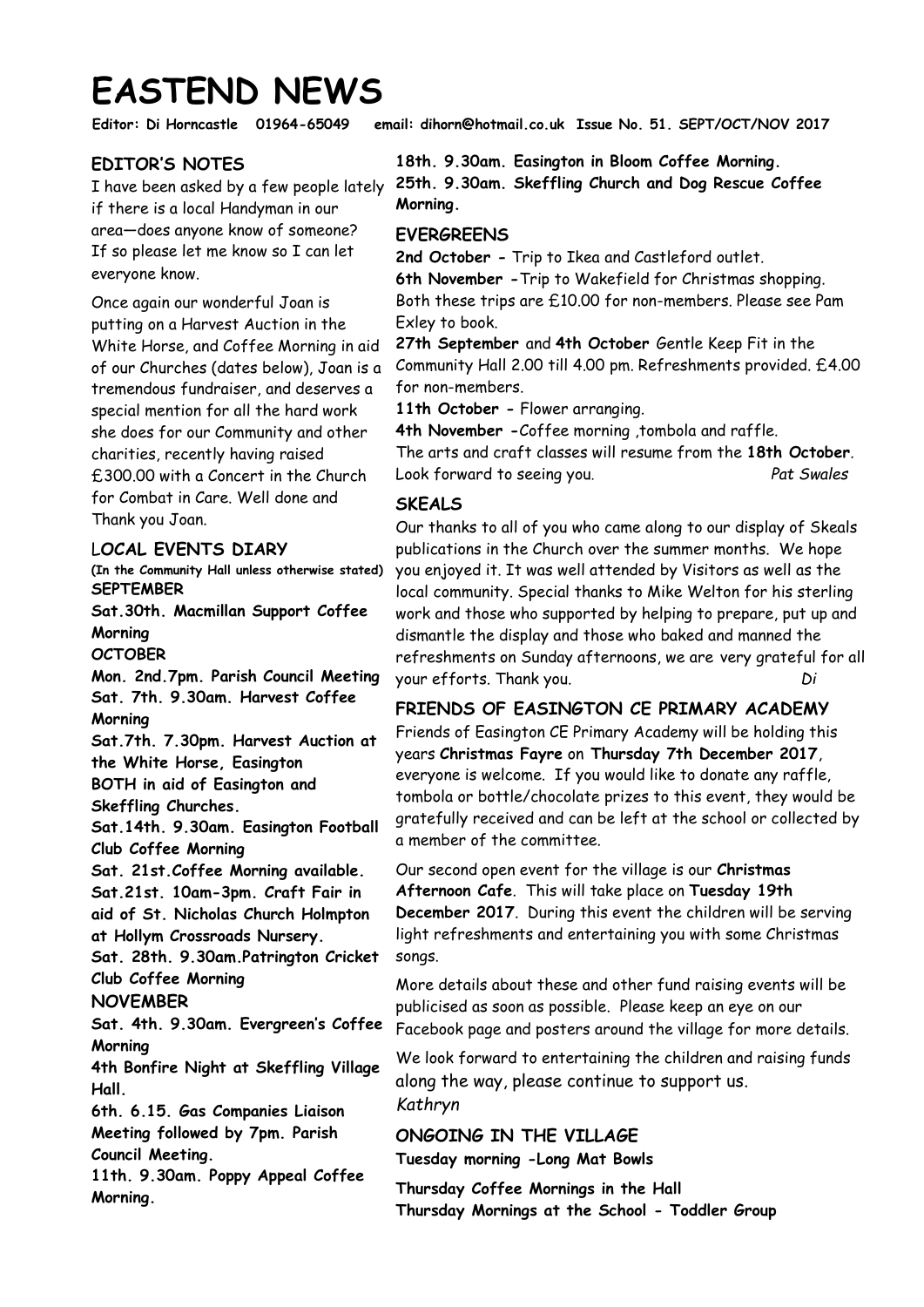# EASTEND NEWS

**Editor: Di Horncastle 01964-65049 email: dihorn@hotmail.co.uk Issue No. 51. SEPT/OCT/NOV 2017**

## EDITOR'S NOTES

I have been asked by a few people lately if there is a local Handyman in our area—does anyone know of someone? If so please let me know so I can let everyone know.

Once again our wonderful Joan is putting on a Harvest Auction in the White Horse, and Coffee Morning in aid of our Churches (dates below), Joan is a tremendous fundraiser, and deserves a special mention for all the hard work she does for our Community and other charities, recently having raised £300.00 with a Concert in the Church for Combat in Care. Well done and Thank you Joan.

## LOCAL EVENTS DIARY

**(In the Community Hall unless otherwise stated)**

**SEPTEMBER**

**Sat.30th. Macmillan Support Coffee Morning**

**OCTOBER**

**Mon. 2nd.7pm. Parish Council Meeting**

**Sat. 7th. 9.30am. Harvest Coffee Morning**

**Sat.7th. 7.30pm. Harvest Auction at the White Horse, Easington**

**BOTH in aid of Easington and Skeffling Churches.**

**Sat.14th. 9.30am. Easington Football Club Coffee Morning**

**Sat. 21st.Coffee Morning available.**

**Sat.21st. 10am-3pm. Craft Fair in aid of St. Nicholas Church Holmpton at Hollym Crossroads Nursery.**

**Sat. 28th. 9.30am.Patrington Cricket Club Coffee Morning**

**NOVEMBER**

**Sat. 4th. 9.30am. Evergreen's Coffee Morning**

**4th Bonfire Night at Skeffling Village Hall.**

**6th. 6.15. Gas Companies Liaison Meeting followed by 7pm. Parish Council Meeting.**

**11th. 9.30am. Poppy Appeal Coffee Morning.**

**18th. 9.30am. Easington in Bloom Coffee Morning.**

**25th. 9.30am. Skeffling Church and Dog Rescue Coffee Morning.**

## EVERGREENS

**2nd October -** Trip to Ikea and Castleford outlet.

**6th November -**Trip to Wakefield for Christmas shopping.

Both these trips are £10.00 for non-members. Please see Pam Exley to book.

**27th September** and **4th October** Gentle Keep Fit in the Community Hall 2.00 till 4.00 pm. Refreshments provided. £4.00 for non-members.

**11th October -** Flower arranging.

**4th November -**Coffee morning ,tombola and raffle.

The arts and craft classes will resume from the **18th October**. Look forward to seeing you.

*Pat Swales*

## SKEALS

Our thanks to all of you who came along to our display of Skeals publications in the Church over the summer months. We hope you enjoyed it. It was well attended by Visitors as well as the local community. Special thanks to Mike Welton for his sterling work and those who supported by helping to prepare, put up and dismantle the display and those who baked and manned the refreshments on Sunday afternoons, we are very grateful for all your efforts. Thank you.

*Di*

## FRIENDS OF EASINGTON CE PRIMARY ACADEMY

Friends of Easington CE Primary Academy will be holding this years **Christmas Fayre** on **Thursday 7th December 2017**, everyone is welcome. If you would like to donate any raffle, tombola or bottle/chocolate prizes to this event, they would be gratefully received and can be left at the school or collected by a member of the committee.

Our second open event for the village is our **Christmas Afternoon Cafe**. This will take place on **Tuesday 19th December 2017**. During this event the children will be serving light refreshments and entertaining you with some Christmas songs.

More details about these and other fund raising events will be publicised as soon as possible. Please keep an eye on our Facebook page and posters around the village for more details.

We look forward to entertaining the children and raising funds along the way, please continue to support us.

*Kathryn*

## ONGOING IN THE VILLAGE

**Tuesday morning -Long Mat Bowls**

**Thursday Coffee Mornings in the Hall**

**Thursday Mornings at the School - Toddler Group**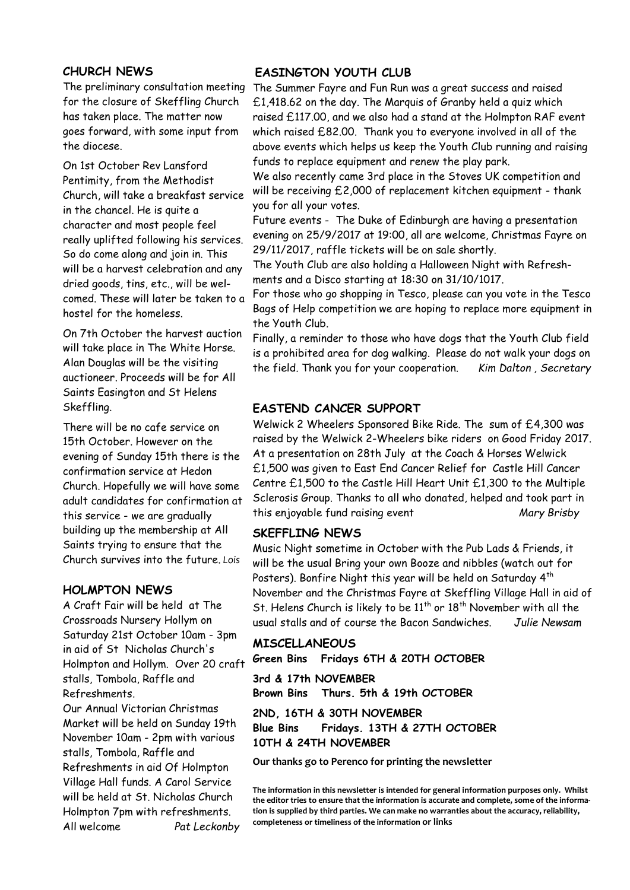## CHURCH NEWS

The preliminary consultation meeting for the closure of Skeffling Church has taken place. The matter now goes forward, with some input from the diocese.

On 1st October Rev Lansford Pentimity, from the Methodist Church, will take a breakfast service in the chancel. He is quite a character and most people feel really uplifted following his services. So do come along and join in. This will be a harvest celebration and any dried goods, tins, etc., will be welcomed. These will later be taken to a hostel for the homeless.

On 7th October the harvest auction will take place in The White Horse. Alan Douglas will be the visiting auctioneer. Proceeds will be for All Saints Easington and St Helens Skeffling.

There will be no cafe service on 15th October. However on the evening of Sunday 15th there is the confirmation service at Hedon Church. Hopefully we will have some adult candidates for confirmation at this service - we are gradually building up the membership at All Saints trying to ensure that the Church survives into the future. *Lois*

## HOLMPTON NEWS

A Craft Fair will be held at The Crossroads Nursery Hollym on Saturday 21st October 10am - 3pm in aid of St Nicholas Church's Holmpton and Hollym. Over 20 craft stalls, Tombola, Raffle and Refreshments.

Our Annual Victorian Christmas Market will be held on Sunday 19th November 10am - 2pm with various stalls, Tombola, Raffle and Refreshments in aid Of Holmpton Village Hall funds. A Carol Service will be held at St. Nicholas Church Holmpton 7pm with refreshments. All welcome *Pat Leckonby*

## EASINGTON YOUTH CLUB

The Summer Fayre and Fun Run was a great success and raised £1,418.62 on the day. The Marquis of Granby held a quiz which raised £117.00, and we also had a stand at the Holmpton RAF event which raised £82.00. Thank you to everyone involved in all of the above events which helps us keep the Youth Club running and raising funds to replace equipment and renew the play park.

We also recently came 3rd place in the Stoves UK competition and will be receiving £2,000 of replacement kitchen equipment - thank you for all your votes.

Future events - The Duke of Edinburgh are having a presentation evening on 25/9/2017 at 19:00, all are welcome, Christmas Fayre on 29/11/2017, raffle tickets will be on sale shortly.

The Youth Club are also holding a Halloween Night with Refreshments and a Disco starting at 18:30 on 31/10/1017.

For those who go shopping in Tesco, please can you vote in the Tesco Bags of Help competition we are hoping to replace more equipment in the Youth Club.

Finally, a reminder to those who have dogs that the Youth Club field is a prohibited area for dog walking. Please do not walk your dogs on the field. Thank you for your cooperation. *Kim Dalton , Secretary*

## EASTEND CANCER SUPPORT

Welwick 2 Wheelers Sponsored Bike Ride. The sum of £4,300 was raised by the Welwick 2-Wheelers bike riders on Good Friday 2017. At a presentation on 28th July at the Coach & Horses Welwick £1,500 was given to East End Cancer Relief for Castle Hill Cancer Centre £1,500 to the Castle Hill Heart Unit £1,300 to the Multiple Sclerosis Group. Thanks to all who donated, helped and took part in this enjoyable fund raising event *Mary Brisby*

## SKEFFLING NEWS

Music Night sometime in October with the Pub Lads & Friends, it will be the usual Bring your own Booze and nibbles (watch out for Posters). Bonfire Night this year will be held on Saturday 4th November and the Christmas Fayre at Skeffling Village Hall in aid of St. Helens Church is likely to be 11th or 18th November with all the usual stalls and of course the Bacon Sandwiches. *Julie Newsam*

## MISCELLANEOUS

**Green Bins Fridays 6TH & 20TH OCTOBER**

**3rd & 17th NOVEMBER**

**Brown Bins Thurs. 5th & 19th OCTOBER**

**2ND, 16TH & 30TH NOVEMBER**

**Blue Bins Fridays. 13TH & 27TH OCTOBER**

**10TH & 24TH NOVEMBER**

**Our thanks go to Perenco for printing the newsletter**

**The information in this newsletter is intended for general information purposes only. Whilst the editor tries to ensure that the information is accurate and complete, some of the information is supplied by third parties. We can make no warranties about the accuracy, reliability, completeness or timeliness of the information or links**